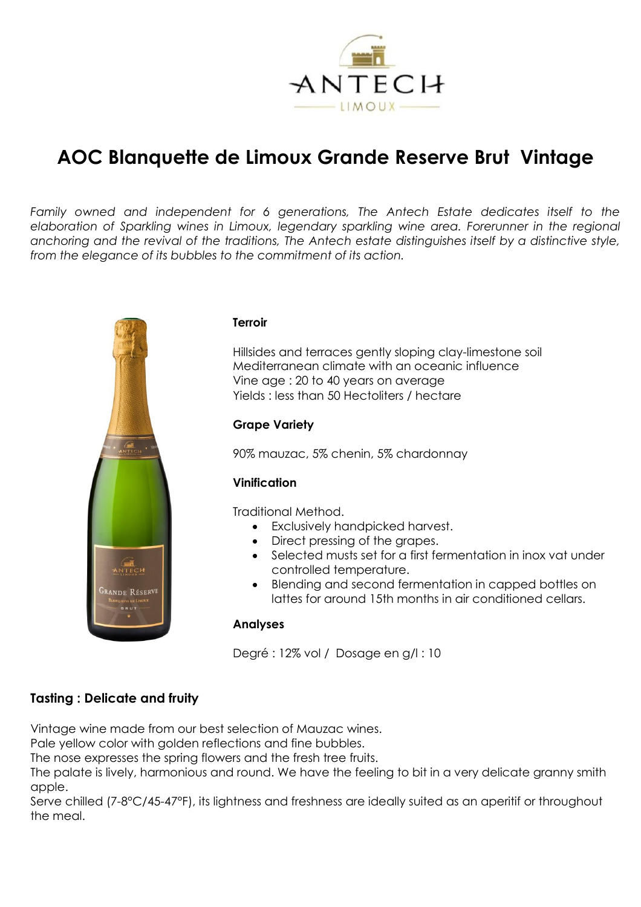ANTECH

LIMOUX

# AOC Blanquette de Limoux Grande Reserve Brut Vintage

*Family owned and independent for 6 generations, The Antech Estate dedicates itself to the elaboration of Sparkling wines in Limoux, legendary sparkling wine area. Forerunner in the regional anchoring and the revival of the traditions, The Antech estate distinguishes itself by a distinctive style, from the elegance of its bubbles to the commitment of its action.*

**Terroir**

Hillsides and terraces gently sloping clay-limestone soil
Mediterranean climate with an oceanic influence
Vine age : 20 to 40 years on average
Yields : less than 50 Hectoliters / hectare

**Grape Variety**

90% mauzac, 5% chenin, 5% chardonnay

**Vinification**

Traditional Method.

- Exclusively handpicked harvest.
- Direct pressing of the grapes.
- Selected musts set for a first fermentation in inox vat under controlled temperature.
- Blending and second fermentation in capped bottles on lattes for around 15th months in air conditioned cellars.

**Analyses**

Degré : 12% vol / Dosage en g/l : 10

**Tasting : Delicate and fruity**

Vintage wine made from our best selection of Mauzac wines.
Pale yellow color with golden reflections and fine bubbles.
The nose expresses the spring flowers and the fresh tree fruits.
The palate is lively, harmonious and round. We have the feeling to bit in a very delicate granny smith apple.
Serve chilled (7-8°C/45-47°F), its lightness and freshness are ideally suited as an aperitif or throughout the meal.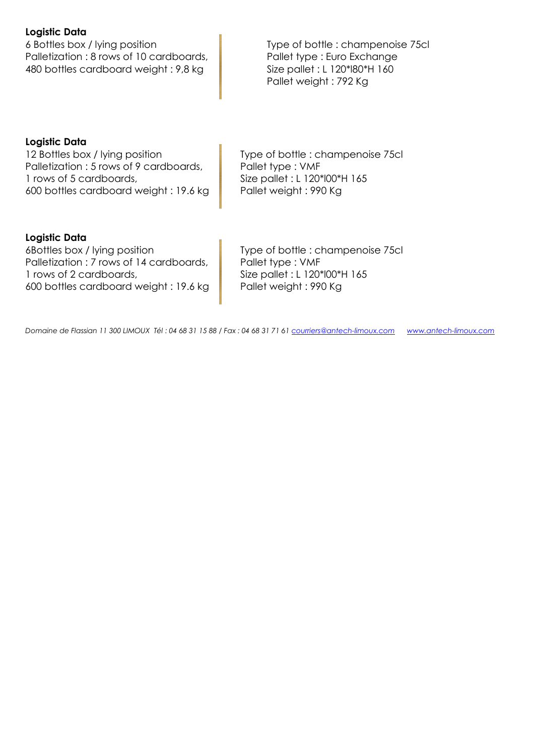**Logistic Data**

6 Bottles box / lying position
Palletization : 8 rows of 10 cardboards,
480 bottles cardboard weight : 9,8 kg

Type of bottle : champenoise 75cl
Pallet type : Euro Exchange
Size pallet : L 120*l80*H 160
Pallet weight : 792 Kg

**Logistic Data**

12 Bottles box / lying position
Palletization : 5 rows of 9 cardboards,
1 rows of 5 cardboards,
600 bottles cardboard weight : 19.6 kg

Type of bottle : champenoise 75cl
Pallet type : VMF
Size pallet : L 120*l00*H 165
Pallet weight : 990 Kg

**Logistic Data**

6Bottles box / lying position
Palletization : 7 rows of 14 cardboards,
1 rows of 2 cardboards,
600 bottles cardboard weight : 19.6 kg

Type of bottle : champenoise 75cl
Pallet type : VMF
Size pallet : L 120*l00*H 165
Pallet weight : 990 Kg

*Domaine de Flassian 11 300 LIMOUX Tél : 04 68 31 15 88 / Fax : 04 68 31 71 61 courriers@antech-limoux.com www.antech-limoux.com*